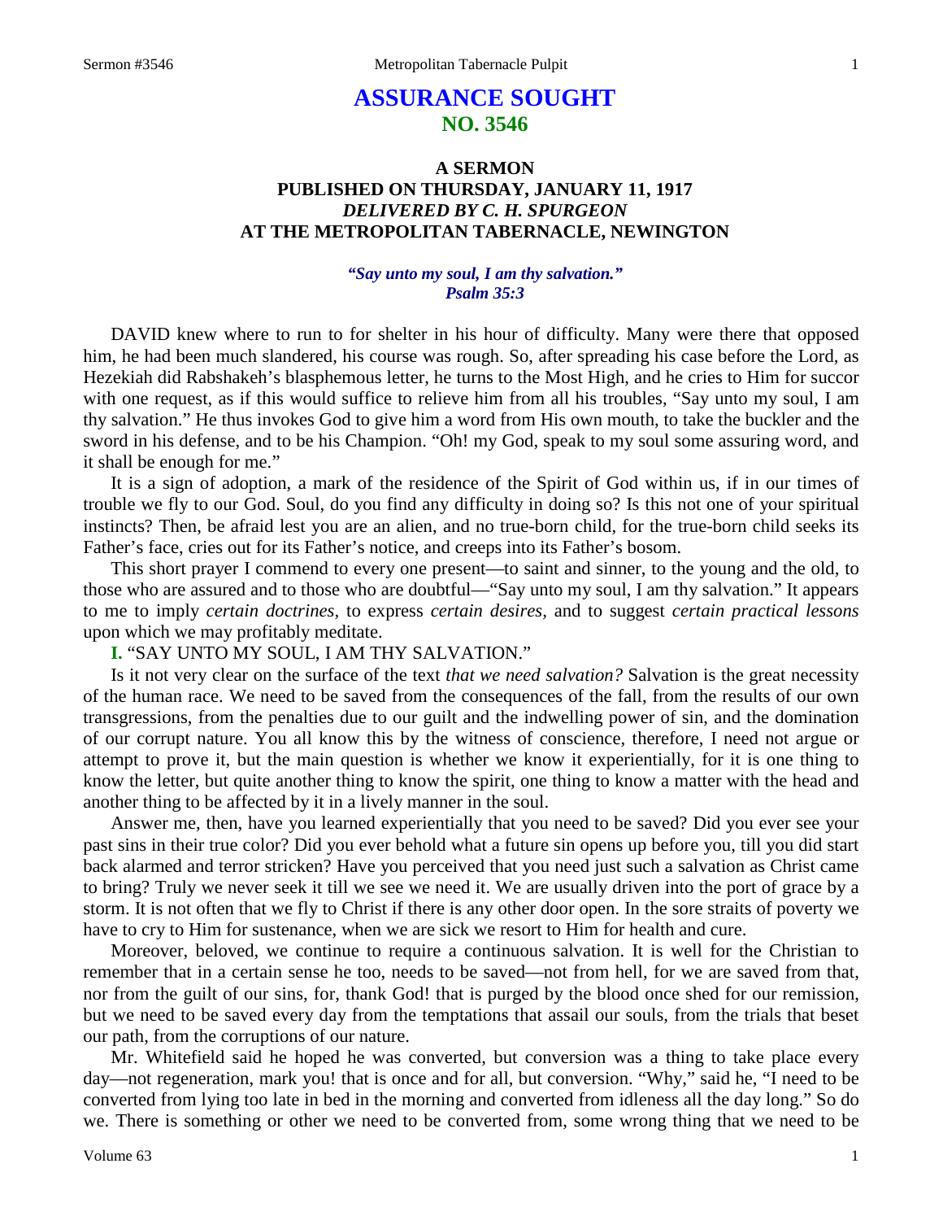# ASSURANCE SOUGHT
## NO. 3546

### A SERMON
### PUBLISHED ON THURSDAY, JANUARY 11, 1917
### *DELIVERED BY C. H. SPURGEON*
### AT THE METROPOLITAN TABERNACLE, NEWINGTON

***"Say unto my soul, I am thy salvation." Psalm 35:3***

DAVID knew where to run to for shelter in his hour of difficulty. Many were there that opposed him, he had been much slandered, his course was rough. So, after spreading his case before the Lord, as Hezekiah did Rabshakeh's blasphemous letter, he turns to the Most High, and he cries to Him for succor with one request, as if this would suffice to relieve him from all his troubles, "Say unto my soul, I am thy salvation." He thus invokes God to give him a word from His own mouth, to take the buckler and the sword in his defense, and to be his Champion. "Oh! my God, speak to my soul some assuring word, and it shall be enough for me."

It is a sign of adoption, a mark of the residence of the Spirit of God within us, if in our times of trouble we fly to our God. Soul, do you find any difficulty in doing so? Is this not one of your spiritual instincts? Then, be afraid lest you are an alien, and no true-born child, for the true-born child seeks its Father's face, cries out for its Father's notice, and creeps into its Father's bosom.

This short prayer I commend to every one present—to saint and sinner, to the young and the old, to those who are assured and to those who are doubtful—"Say unto my soul, I am thy salvation." It appears to me to imply *certain doctrines*, to express *certain desires*, and to suggest *certain practical lessons* upon which we may profitably meditate.

**I.** "SAY UNTO MY SOUL, I AM THY SALVATION."

Is it not very clear on the surface of the text *that we need salvation?* Salvation is the great necessity of the human race. We need to be saved from the consequences of the fall, from the results of our own transgressions, from the penalties due to our guilt and the indwelling power of sin, and the domination of our corrupt nature. You all know this by the witness of conscience, therefore, I need not argue or attempt to prove it, but the main question is whether we know it experientially, for it is one thing to know the letter, but quite another thing to know the spirit, one thing to know a matter with the head and another thing to be affected by it in a lively manner in the soul.

Answer me, then, have you learned experientially that you need to be saved? Did you ever see your past sins in their true color? Did you ever behold what a future sin opens up before you, till you did start back alarmed and terror stricken? Have you perceived that you need just such a salvation as Christ came to bring? Truly we never seek it till we see we need it. We are usually driven into the port of grace by a storm. It is not often that we fly to Christ if there is any other door open. In the sore straits of poverty we have to cry to Him for sustenance, when we are sick we resort to Him for health and cure.

Moreover, beloved, we continue to require a continuous salvation. It is well for the Christian to remember that in a certain sense he too, needs to be saved—not from hell, for we are saved from that, nor from the guilt of our sins, for, thank God! that is purged by the blood once shed for our remission, but we need to be saved every day from the temptations that assail our souls, from the trials that beset our path, from the corruptions of our nature.

Mr. Whitefield said he hoped he was converted, but conversion was a thing to take place every day—not regeneration, mark you! that is once and for all, but conversion. "Why," said he, "I need to be converted from lying too late in bed in the morning and converted from idleness all the day long." So do we. There is something or other we need to be converted from, some wrong thing that we need to be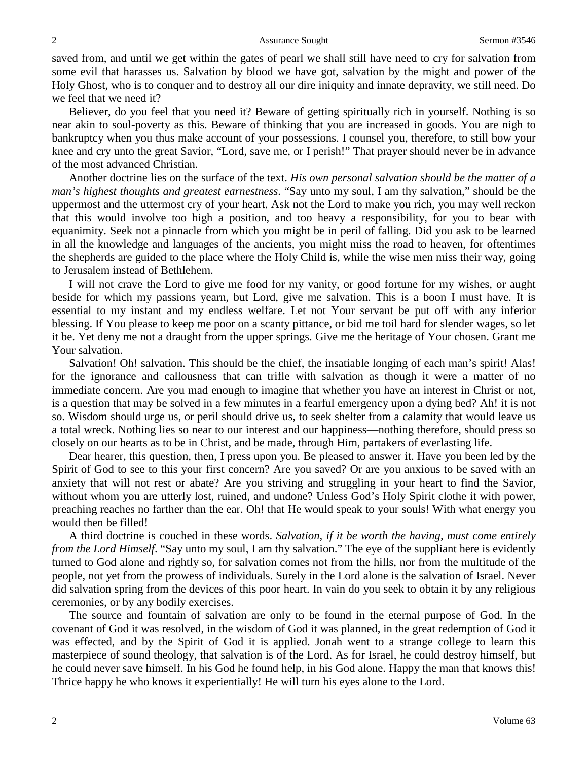saved from, and until we get within the gates of pearl we shall still have need to cry for salvation from some evil that harasses us. Salvation by blood we have got, salvation by the might and power of the Holy Ghost, who is to conquer and to destroy all our dire iniquity and innate depravity, we still need. Do we feel that we need it?

Believer, do you feel that you need it? Beware of getting spiritually rich in yourself. Nothing is so near akin to soul-poverty as this. Beware of thinking that you are increased in goods. You are nigh to bankruptcy when you thus make account of your possessions. I counsel you, therefore, to still bow your knee and cry unto the great Savior, "Lord, save me, or I perish!" That prayer should never be in advance of the most advanced Christian.

Another doctrine lies on the surface of the text. *His own personal salvation should be the matter of a man's highest thoughts and greatest earnestness*. "Say unto my soul, I am thy salvation," should be the uppermost and the uttermost cry of your heart. Ask not the Lord to make you rich, you may well reckon that this would involve too high a position, and too heavy a responsibility, for you to bear with equanimity. Seek not a pinnacle from which you might be in peril of falling. Did you ask to be learned in all the knowledge and languages of the ancients, you might miss the road to heaven, for oftentimes the shepherds are guided to the place where the Holy Child is, while the wise men miss their way, going to Jerusalem instead of Bethlehem.

I will not crave the Lord to give me food for my vanity, or good fortune for my wishes, or aught beside for which my passions yearn, but Lord, give me salvation. This is a boon I must have. It is essential to my instant and my endless welfare. Let not Your servant be put off with any inferior blessing. If You please to keep me poor on a scanty pittance, or bid me toil hard for slender wages, so let it be. Yet deny me not a draught from the upper springs. Give me the heritage of Your chosen. Grant me Your salvation.

Salvation! Oh! salvation. This should be the chief, the insatiable longing of each man's spirit! Alas! for the ignorance and callousness that can trifle with salvation as though it were a matter of no immediate concern. Are you mad enough to imagine that whether you have an interest in Christ or not, is a question that may be solved in a few minutes in a fearful emergency upon a dying bed? Ah! it is not so. Wisdom should urge us, or peril should drive us, to seek shelter from a calamity that would leave us a total wreck. Nothing lies so near to our interest and our happiness—nothing therefore, should press so closely on our hearts as to be in Christ, and be made, through Him, partakers of everlasting life.

Dear hearer, this question, then, I press upon you. Be pleased to answer it. Have you been led by the Spirit of God to see to this your first concern? Are you saved? Or are you anxious to be saved with an anxiety that will not rest or abate? Are you striving and struggling in your heart to find the Savior, without whom you are utterly lost, ruined, and undone? Unless God's Holy Spirit clothe it with power, preaching reaches no farther than the ear. Oh! that He would speak to your souls! With what energy you would then be filled!

A third doctrine is couched in these words. *Salvation, if it be worth the having, must come entirely from the Lord Himself*. "Say unto my soul, I am thy salvation." The eye of the suppliant here is evidently turned to God alone and rightly so, for salvation comes not from the hills, nor from the multitude of the people, not yet from the prowess of individuals. Surely in the Lord alone is the salvation of Israel. Never did salvation spring from the devices of this poor heart. In vain do you seek to obtain it by any religious ceremonies, or by any bodily exercises.

The source and fountain of salvation are only to be found in the eternal purpose of God. In the covenant of God it was resolved, in the wisdom of God it was planned, in the great redemption of God it was effected, and by the Spirit of God it is applied. Jonah went to a strange college to learn this masterpiece of sound theology, that salvation is of the Lord. As for Israel, he could destroy himself, but he could never save himself. In his God he found help, in his God alone. Happy the man that knows this! Thrice happy he who knows it experientially! He will turn his eyes alone to the Lord.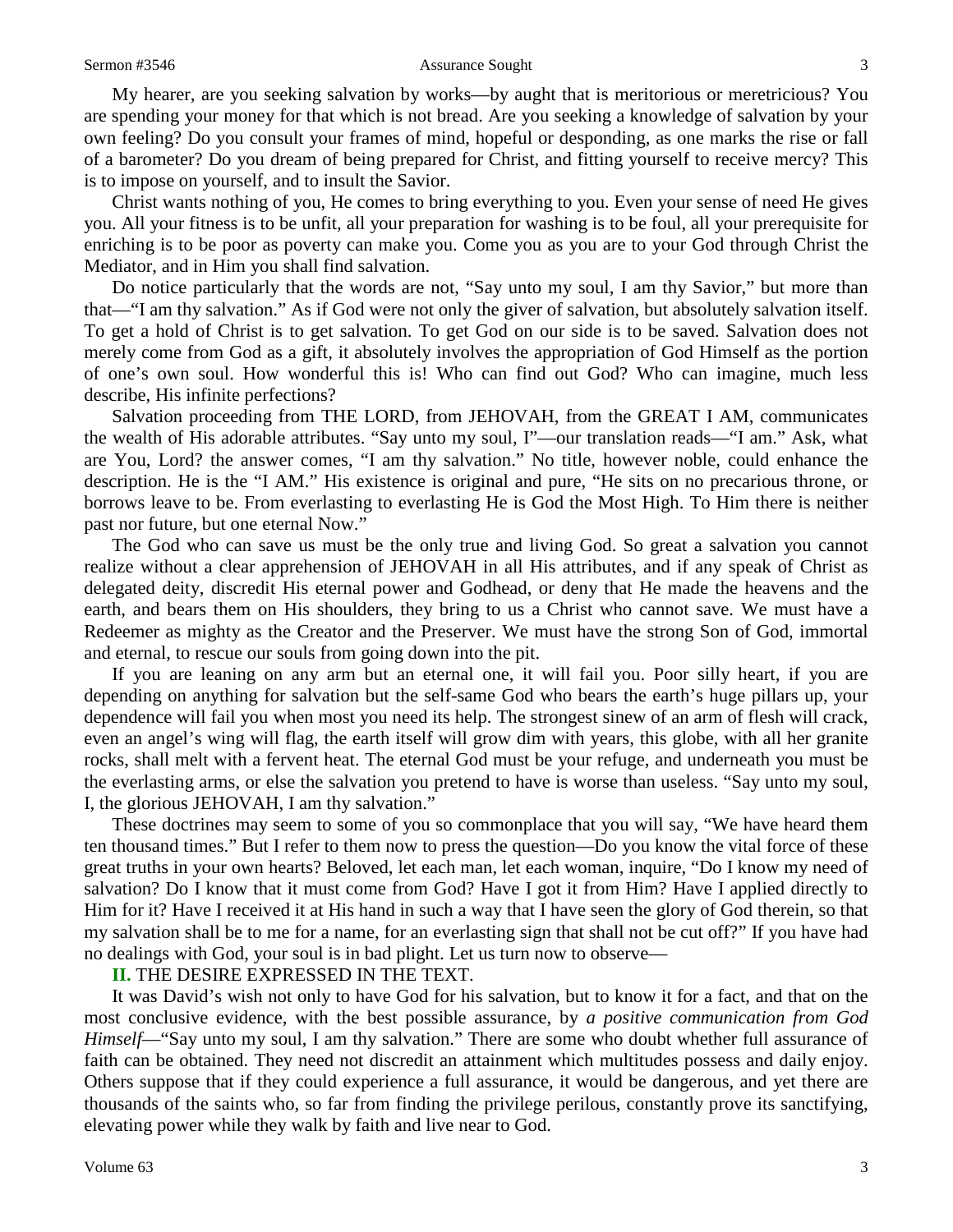My hearer, are you seeking salvation by works—by aught that is meritorious or meretricious? You are spending your money for that which is not bread. Are you seeking a knowledge of salvation by your own feeling? Do you consult your frames of mind, hopeful or desponding, as one marks the rise or fall of a barometer? Do you dream of being prepared for Christ, and fitting yourself to receive mercy? This is to impose on yourself, and to insult the Savior.

Christ wants nothing of you, He comes to bring everything to you. Even your sense of need He gives you. All your fitness is to be unfit, all your preparation for washing is to be foul, all your prerequisite for enriching is to be poor as poverty can make you. Come you as you are to your God through Christ the Mediator, and in Him you shall find salvation.

Do notice particularly that the words are not, "Say unto my soul, I am thy Savior," but more than that—"I am thy salvation." As if God were not only the giver of salvation, but absolutely salvation itself. To get a hold of Christ is to get salvation. To get God on our side is to be saved. Salvation does not merely come from God as a gift, it absolutely involves the appropriation of God Himself as the portion of one's own soul. How wonderful this is! Who can find out God? Who can imagine, much less describe, His infinite perfections?

Salvation proceeding from THE LORD, from JEHOVAH, from the GREAT I AM, communicates the wealth of His adorable attributes. "Say unto my soul, I"—our translation reads—"I am." Ask, what are You, Lord? the answer comes, "I am thy salvation." No title, however noble, could enhance the description. He is the "I AM." His existence is original and pure, "He sits on no precarious throne, or borrows leave to be. From everlasting to everlasting He is God the Most High. To Him there is neither past nor future, but one eternal Now."

The God who can save us must be the only true and living God. So great a salvation you cannot realize without a clear apprehension of JEHOVAH in all His attributes, and if any speak of Christ as delegated deity, discredit His eternal power and Godhead, or deny that He made the heavens and the earth, and bears them on His shoulders, they bring to us a Christ who cannot save. We must have a Redeemer as mighty as the Creator and the Preserver. We must have the strong Son of God, immortal and eternal, to rescue our souls from going down into the pit.

If you are leaning on any arm but an eternal one, it will fail you. Poor silly heart, if you are depending on anything for salvation but the self-same God who bears the earth's huge pillars up, your dependence will fail you when most you need its help. The strongest sinew of an arm of flesh will crack, even an angel's wing will flag, the earth itself will grow dim with years, this globe, with all her granite rocks, shall melt with a fervent heat. The eternal God must be your refuge, and underneath you must be the everlasting arms, or else the salvation you pretend to have is worse than useless. "Say unto my soul, I, the glorious JEHOVAH, I am thy salvation."

These doctrines may seem to some of you so commonplace that you will say, "We have heard them ten thousand times." But I refer to them now to press the question—Do you know the vital force of these great truths in your own hearts? Beloved, let each man, let each woman, inquire, "Do I know my need of salvation? Do I know that it must come from God? Have I got it from Him? Have I applied directly to Him for it? Have I received it at His hand in such a way that I have seen the glory of God therein, so that my salvation shall be to me for a name, for an everlasting sign that shall not be cut off?" If you have had no dealings with God, your soul is in bad plight. Let us turn now to observe—

**II.** THE DESIRE EXPRESSED IN THE TEXT.

It was David's wish not only to have God for his salvation, but to know it for a fact, and that on the most conclusive evidence, with the best possible assurance, by *a positive communication from God Himself*—"Say unto my soul, I am thy salvation." There are some who doubt whether full assurance of faith can be obtained. They need not discredit an attainment which multitudes possess and daily enjoy. Others suppose that if they could experience a full assurance, it would be dangerous, and yet there are thousands of the saints who, so far from finding the privilege perilous, constantly prove its sanctifying, elevating power while they walk by faith and live near to God.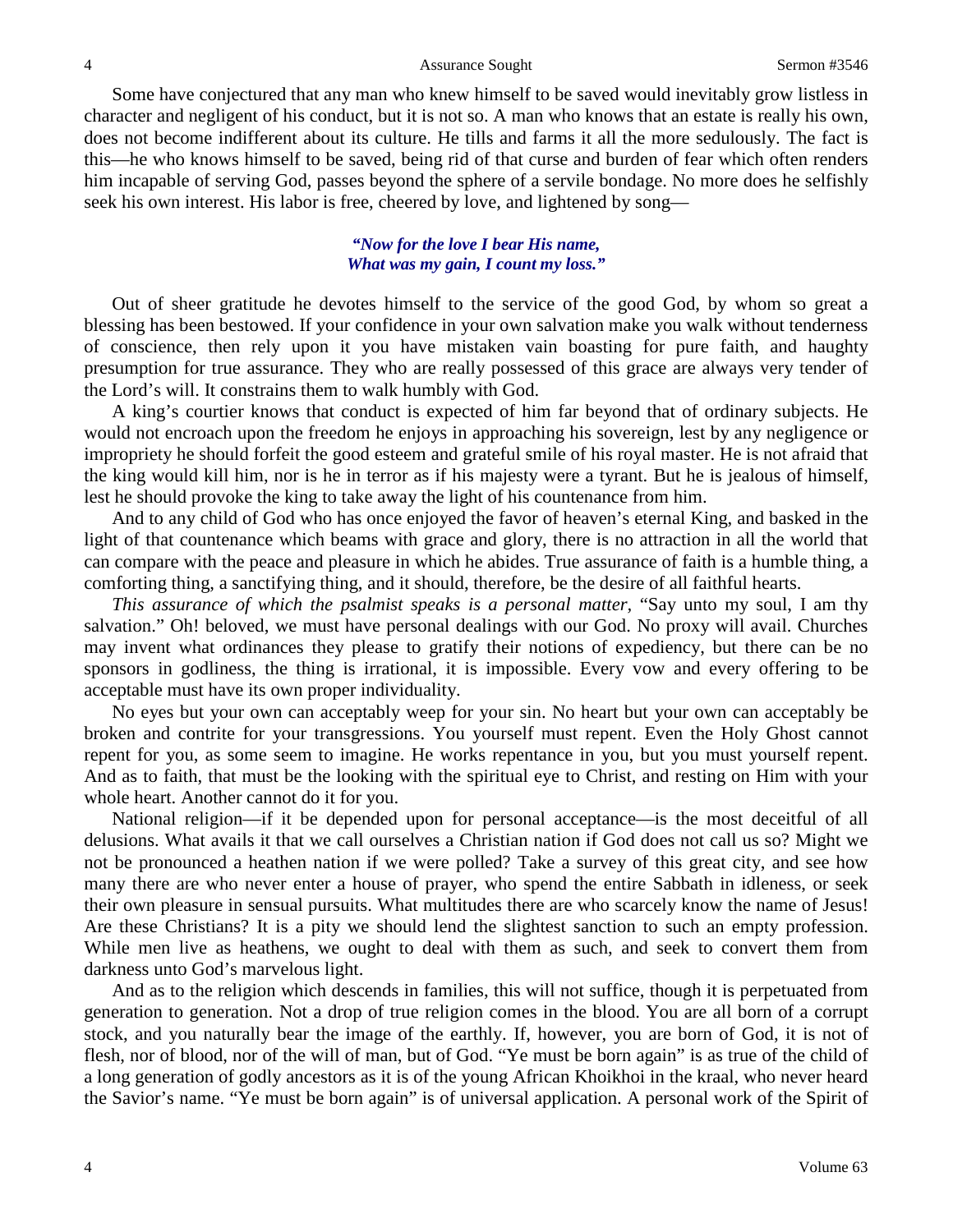Some have conjectured that any man who knew himself to be saved would inevitably grow listless in character and negligent of his conduct, but it is not so. A man who knows that an estate is really his own, does not become indifferent about its culture. He tills and farms it all the more sedulously. The fact is this—he who knows himself to be saved, being rid of that curse and burden of fear which often renders him incapable of serving God, passes beyond the sphere of a servile bondage. No more does he selfishly seek his own interest. His labor is free, cheered by love, and lightened by song—

> ***"Now for the love I bear His name,***
> ***What was my gain, I count my loss."***

Out of sheer gratitude he devotes himself to the service of the good God, by whom so great a blessing has been bestowed. If your confidence in your own salvation make you walk without tenderness of conscience, then rely upon it you have mistaken vain boasting for pure faith, and haughty presumption for true assurance. They who are really possessed of this grace are always very tender of the Lord's will. It constrains them to walk humbly with God.

A king's courtier knows that conduct is expected of him far beyond that of ordinary subjects. He would not encroach upon the freedom he enjoys in approaching his sovereign, lest by any negligence or impropriety he should forfeit the good esteem and grateful smile of his royal master. He is not afraid that the king would kill him, nor is he in terror as if his majesty were a tyrant. But he is jealous of himself, lest he should provoke the king to take away the light of his countenance from him.

And to any child of God who has once enjoyed the favor of heaven's eternal King, and basked in the light of that countenance which beams with grace and glory, there is no attraction in all the world that can compare with the peace and pleasure in which he abides. True assurance of faith is a humble thing, a comforting thing, a sanctifying thing, and it should, therefore, be the desire of all faithful hearts.

*This assurance of which the psalmist speaks is a personal matter,* "Say unto my soul, I am thy salvation." Oh! beloved, we must have personal dealings with our God. No proxy will avail. Churches may invent what ordinances they please to gratify their notions of expediency, but there can be no sponsors in godliness, the thing is irrational, it is impossible. Every vow and every offering to be acceptable must have its own proper individuality.

No eyes but your own can acceptably weep for your sin. No heart but your own can acceptably be broken and contrite for your transgressions. You yourself must repent. Even the Holy Ghost cannot repent for you, as some seem to imagine. He works repentance in you, but you must yourself repent. And as to faith, that must be the looking with the spiritual eye to Christ, and resting on Him with your whole heart. Another cannot do it for you.

National religion—if it be depended upon for personal acceptance—is the most deceitful of all delusions. What avails it that we call ourselves a Christian nation if God does not call us so? Might we not be pronounced a heathen nation if we were polled? Take a survey of this great city, and see how many there are who never enter a house of prayer, who spend the entire Sabbath in idleness, or seek their own pleasure in sensual pursuits. What multitudes there are who scarcely know the name of Jesus! Are these Christians? It is a pity we should lend the slightest sanction to such an empty profession. While men live as heathens, we ought to deal with them as such, and seek to convert them from darkness unto God's marvelous light.

And as to the religion which descends in families, this will not suffice, though it is perpetuated from generation to generation. Not a drop of true religion comes in the blood. You are all born of a corrupt stock, and you naturally bear the image of the earthly. If, however, you are born of God, it is not of flesh, nor of blood, nor of the will of man, but of God. "Ye must be born again" is as true of the child of a long generation of godly ancestors as it is of the young African Khoikhoi in the kraal, who never heard the Savior's name. "Ye must be born again" is of universal application. A personal work of the Spirit of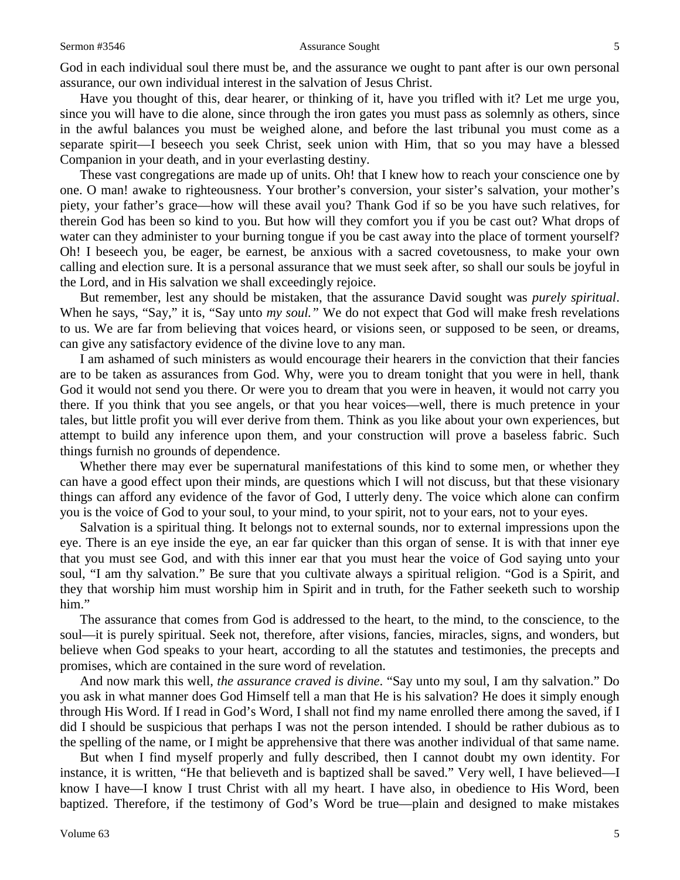God in each individual soul there must be, and the assurance we ought to pant after is our own personal assurance, our own individual interest in the salvation of Jesus Christ.

Have you thought of this, dear hearer, or thinking of it, have you trifled with it? Let me urge you, since you will have to die alone, since through the iron gates you must pass as solemnly as others, since in the awful balances you must be weighed alone, and before the last tribunal you must come as a separate spirit—I beseech you seek Christ, seek union with Him, that so you may have a blessed Companion in your death, and in your everlasting destiny.

These vast congregations are made up of units. Oh! that I knew how to reach your conscience one by one. O man! awake to righteousness. Your brother's conversion, your sister's salvation, your mother's piety, your father's grace—how will these avail you? Thank God if so be you have such relatives, for therein God has been so kind to you. But how will they comfort you if you be cast out? What drops of water can they administer to your burning tongue if you be cast away into the place of torment yourself? Oh! I beseech you, be eager, be earnest, be anxious with a sacred covetousness, to make your own calling and election sure. It is a personal assurance that we must seek after, so shall our souls be joyful in the Lord, and in His salvation we shall exceedingly rejoice.

But remember, lest any should be mistaken, that the assurance David sought was *purely spiritual*. When he says, "Say," it is, "Say unto *my soul."* We do not expect that God will make fresh revelations to us. We are far from believing that voices heard, or visions seen, or supposed to be seen, or dreams, can give any satisfactory evidence of the divine love to any man.

I am ashamed of such ministers as would encourage their hearers in the conviction that their fancies are to be taken as assurances from God. Why, were you to dream tonight that you were in hell, thank God it would not send you there. Or were you to dream that you were in heaven, it would not carry you there. If you think that you see angels, or that you hear voices—well, there is much pretence in your tales, but little profit you will ever derive from them. Think as you like about your own experiences, but attempt to build any inference upon them, and your construction will prove a baseless fabric. Such things furnish no grounds of dependence.

Whether there may ever be supernatural manifestations of this kind to some men, or whether they can have a good effect upon their minds, are questions which I will not discuss, but that these visionary things can afford any evidence of the favor of God, I utterly deny. The voice which alone can confirm you is the voice of God to your soul, to your mind, to your spirit, not to your ears, not to your eyes.

Salvation is a spiritual thing. It belongs not to external sounds, nor to external impressions upon the eye. There is an eye inside the eye, an ear far quicker than this organ of sense. It is with that inner eye that you must see God, and with this inner ear that you must hear the voice of God saying unto your soul, "I am thy salvation." Be sure that you cultivate always a spiritual religion. "God is a Spirit, and they that worship him must worship him in Spirit and in truth, for the Father seeketh such to worship him."

The assurance that comes from God is addressed to the heart, to the mind, to the conscience, to the soul—it is purely spiritual. Seek not, therefore, after visions, fancies, miracles, signs, and wonders, but believe when God speaks to your heart, according to all the statutes and testimonies, the precepts and promises, which are contained in the sure word of revelation.

And now mark this well, *the assurance craved is divine*. "Say unto my soul, I am thy salvation." Do you ask in what manner does God Himself tell a man that He is his salvation? He does it simply enough through His Word. If I read in God's Word, I shall not find my name enrolled there among the saved, if I did I should be suspicious that perhaps I was not the person intended. I should be rather dubious as to the spelling of the name, or I might be apprehensive that there was another individual of that same name.

But when I find myself properly and fully described, then I cannot doubt my own identity. For instance, it is written, "He that believeth and is baptized shall be saved." Very well, I have believed—I know I have—I know I trust Christ with all my heart. I have also, in obedience to His Word, been baptized. Therefore, if the testimony of God's Word be true—plain and designed to make mistakes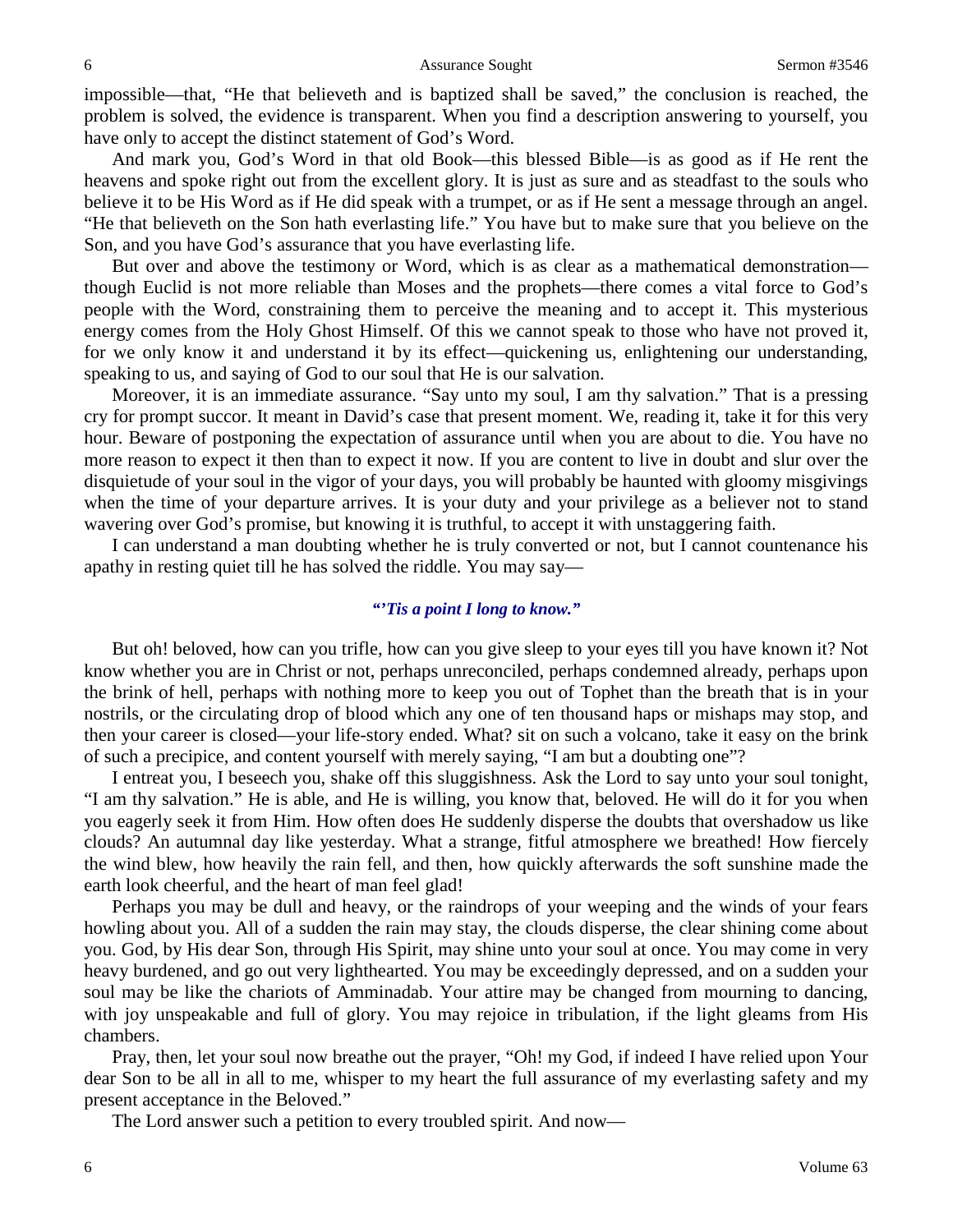impossible—that, "He that believeth and is baptized shall be saved," the conclusion is reached, the problem is solved, the evidence is transparent. When you find a description answering to yourself, you have only to accept the distinct statement of God's Word.

And mark you, God's Word in that old Book—this blessed Bible—is as good as if He rent the heavens and spoke right out from the excellent glory. It is just as sure and as steadfast to the souls who believe it to be His Word as if He did speak with a trumpet, or as if He sent a message through an angel. "He that believeth on the Son hath everlasting life." You have but to make sure that you believe on the Son, and you have God's assurance that you have everlasting life.

But over and above the testimony or Word, which is as clear as a mathematical demonstration—though Euclid is not more reliable than Moses and the prophets—there comes a vital force to God's people with the Word, constraining them to perceive the meaning and to accept it. This mysterious energy comes from the Holy Ghost Himself. Of this we cannot speak to those who have not proved it, for we only know it and understand it by its effect—quickening us, enlightening our understanding, speaking to us, and saying of God to our soul that He is our salvation.

Moreover, it is an immediate assurance. "Say unto my soul, I am thy salvation." That is a pressing cry for prompt succor. It meant in David's case that present moment. We, reading it, take it for this very hour. Beware of postponing the expectation of assurance until when you are about to die. You have no more reason to expect it then than to expect it now. If you are content to live in doubt and slur over the disquietude of your soul in the vigor of your days, you will probably be haunted with gloomy misgivings when the time of your departure arrives. It is your duty and your privilege as a believer not to stand wavering over God's promise, but knowing it is truthful, to accept it with unstaggering faith.

I can understand a man doubting whether he is truly converted or not, but I cannot countenance his apathy in resting quiet till he has solved the riddle. You may say—

*"'Tis a point I long to know."*

But oh! beloved, how can you trifle, how can you give sleep to your eyes till you have known it? Not know whether you are in Christ or not, perhaps unreconciled, perhaps condemned already, perhaps upon the brink of hell, perhaps with nothing more to keep you out of Tophet than the breath that is in your nostrils, or the circulating drop of blood which any one of ten thousand haps or mishaps may stop, and then your career is closed—your life-story ended. What? sit on such a volcano, take it easy on the brink of such a precipice, and content yourself with merely saying, "I am but a doubting one"?

I entreat you, I beseech you, shake off this sluggishness. Ask the Lord to say unto your soul tonight, "I am thy salvation." He is able, and He is willing, you know that, beloved. He will do it for you when you eagerly seek it from Him. How often does He suddenly disperse the doubts that overshadow us like clouds? An autumnal day like yesterday. What a strange, fitful atmosphere we breathed! How fiercely the wind blew, how heavily the rain fell, and then, how quickly afterwards the soft sunshine made the earth look cheerful, and the heart of man feel glad!

Perhaps you may be dull and heavy, or the raindrops of your weeping and the winds of your fears howling about you. All of a sudden the rain may stay, the clouds disperse, the clear shining come about you. God, by His dear Son, through His Spirit, may shine unto your soul at once. You may come in very heavy burdened, and go out very lighthearted. You may be exceedingly depressed, and on a sudden your soul may be like the chariots of Amminadab. Your attire may be changed from mourning to dancing, with joy unspeakable and full of glory. You may rejoice in tribulation, if the light gleams from His chambers.

Pray, then, let your soul now breathe out the prayer, "Oh! my God, if indeed I have relied upon Your dear Son to be all in all to me, whisper to my heart the full assurance of my everlasting safety and my present acceptance in the Beloved."

The Lord answer such a petition to every troubled spirit. And now—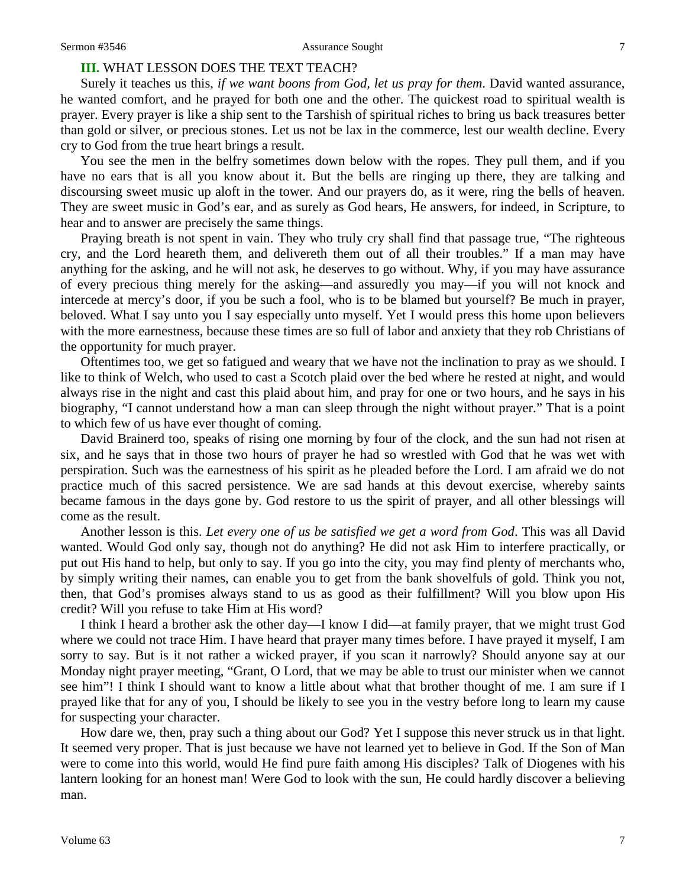**III.** WHAT LESSON DOES THE TEXT TEACH?

Surely it teaches us this, *if we want boons from God, let us pray for them*. David wanted assurance, he wanted comfort, and he prayed for both one and the other. The quickest road to spiritual wealth is prayer. Every prayer is like a ship sent to the Tarshish of spiritual riches to bring us back treasures better than gold or silver, or precious stones. Let us not be lax in the commerce, lest our wealth decline. Every cry to God from the true heart brings a result.

You see the men in the belfry sometimes down below with the ropes. They pull them, and if you have no ears that is all you know about it. But the bells are ringing up there, they are talking and discoursing sweet music up aloft in the tower. And our prayers do, as it were, ring the bells of heaven. They are sweet music in God's ear, and as surely as God hears, He answers, for indeed, in Scripture, to hear and to answer are precisely the same things.

Praying breath is not spent in vain. They who truly cry shall find that passage true, "The righteous cry, and the Lord heareth them, and delivereth them out of all their troubles." If a man may have anything for the asking, and he will not ask, he deserves to go without. Why, if you may have assurance of every precious thing merely for the asking—and assuredly you may—if you will not knock and intercede at mercy's door, if you be such a fool, who is to be blamed but yourself? Be much in prayer, beloved. What I say unto you I say especially unto myself. Yet I would press this home upon believers with the more earnestness, because these times are so full of labor and anxiety that they rob Christians of the opportunity for much prayer.

Oftentimes too, we get so fatigued and weary that we have not the inclination to pray as we should. I like to think of Welch, who used to cast a Scotch plaid over the bed where he rested at night, and would always rise in the night and cast this plaid about him, and pray for one or two hours, and he says in his biography, "I cannot understand how a man can sleep through the night without prayer." That is a point to which few of us have ever thought of coming.

David Brainerd too, speaks of rising one morning by four of the clock, and the sun had not risen at six, and he says that in those two hours of prayer he had so wrestled with God that he was wet with perspiration. Such was the earnestness of his spirit as he pleaded before the Lord. I am afraid we do not practice much of this sacred persistence. We are sad hands at this devout exercise, whereby saints became famous in the days gone by. God restore to us the spirit of prayer, and all other blessings will come as the result.

Another lesson is this. *Let every one of us be satisfied we get a word from God*. This was all David wanted. Would God only say, though not do anything? He did not ask Him to interfere practically, or put out His hand to help, but only to say. If you go into the city, you may find plenty of merchants who, by simply writing their names, can enable you to get from the bank shovelfuls of gold. Think you not, then, that God's promises always stand to us as good as their fulfillment? Will you blow upon His credit? Will you refuse to take Him at His word?

I think I heard a brother ask the other day—I know I did—at family prayer, that we might trust God where we could not trace Him. I have heard that prayer many times before. I have prayed it myself, I am sorry to say. But is it not rather a wicked prayer, if you scan it narrowly? Should anyone say at our Monday night prayer meeting, "Grant, O Lord, that we may be able to trust our minister when we cannot see him"! I think I should want to know a little about what that brother thought of me. I am sure if I prayed like that for any of you, I should be likely to see you in the vestry before long to learn my cause for suspecting your character.

How dare we, then, pray such a thing about our God? Yet I suppose this never struck us in that light. It seemed very proper. That is just because we have not learned yet to believe in God. If the Son of Man were to come into this world, would He find pure faith among His disciples? Talk of Diogenes with his lantern looking for an honest man! Were God to look with the sun, He could hardly discover a believing man.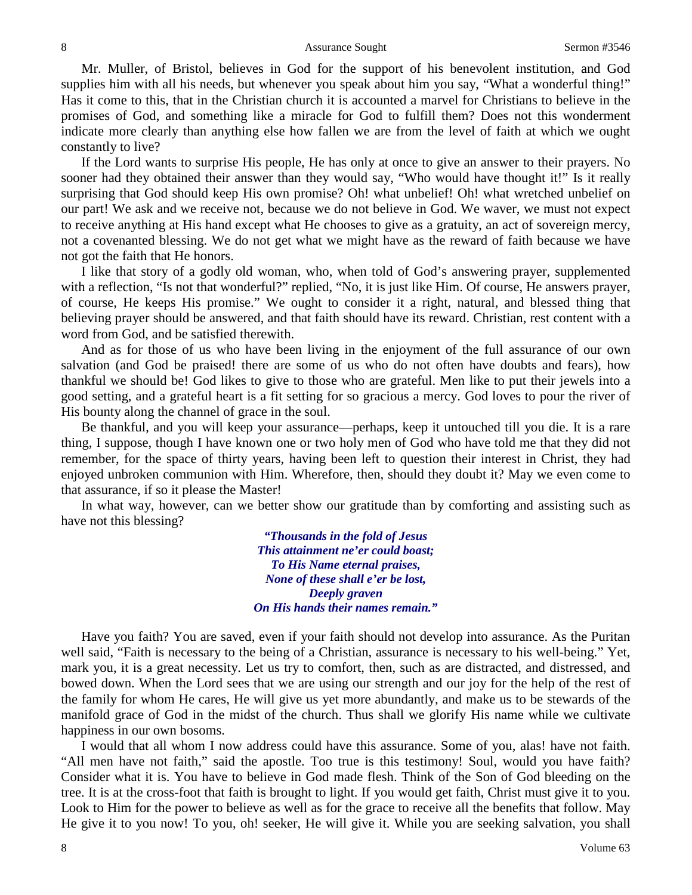Mr. Muller, of Bristol, believes in God for the support of his benevolent institution, and God supplies him with all his needs, but whenever you speak about him you say, "What a wonderful thing!" Has it come to this, that in the Christian church it is accounted a marvel for Christians to believe in the promises of God, and something like a miracle for God to fulfill them? Does not this wonderment indicate more clearly than anything else how fallen we are from the level of faith at which we ought constantly to live?

If the Lord wants to surprise His people, He has only at once to give an answer to their prayers. No sooner had they obtained their answer than they would say, "Who would have thought it!" Is it really surprising that God should keep His own promise? Oh! what unbelief! Oh! what wretched unbelief on our part! We ask and we receive not, because we do not believe in God. We waver, we must not expect to receive anything at His hand except what He chooses to give as a gratuity, an act of sovereign mercy, not a covenanted blessing. We do not get what we might have as the reward of faith because we have not got the faith that He honors.

I like that story of a godly old woman, who, when told of God's answering prayer, supplemented with a reflection, "Is not that wonderful?" replied, "No, it is just like Him. Of course, He answers prayer, of course, He keeps His promise." We ought to consider it a right, natural, and blessed thing that believing prayer should be answered, and that faith should have its reward. Christian, rest content with a word from God, and be satisfied therewith.

And as for those of us who have been living in the enjoyment of the full assurance of our own salvation (and God be praised! there are some of us who do not often have doubts and fears), how thankful we should be! God likes to give to those who are grateful. Men like to put their jewels into a good setting, and a grateful heart is a fit setting for so gracious a mercy. God loves to pour the river of His bounty along the channel of grace in the soul.

Be thankful, and you will keep your assurance—perhaps, keep it untouched till you die. It is a rare thing, I suppose, though I have known one or two holy men of God who have told me that they did not remember, for the space of thirty years, having been left to question their interest in Christ, they had enjoyed unbroken communion with Him. Wherefore, then, should they doubt it? May we even come to that assurance, if so it please the Master!

In what way, however, can we better show our gratitude than by comforting and assisting such as have not this blessing?

> *"Thousands in the fold of Jesus*
> *This attainment ne'er could boast;*
> *To His Name eternal praises,*
> *None of these shall e'er be lost,*
> *Deeply graven*
> *On His hands their names remain."*

Have you faith? You are saved, even if your faith should not develop into assurance. As the Puritan well said, "Faith is necessary to the being of a Christian, assurance is necessary to his well-being." Yet, mark you, it is a great necessity. Let us try to comfort, then, such as are distracted, and distressed, and bowed down. When the Lord sees that we are using our strength and our joy for the help of the rest of the family for whom He cares, He will give us yet more abundantly, and make us to be stewards of the manifold grace of God in the midst of the church. Thus shall we glorify His name while we cultivate happiness in our own bosoms.

I would that all whom I now address could have this assurance. Some of you, alas! have not faith. "All men have not faith," said the apostle. Too true is this testimony! Soul, would you have faith? Consider what it is. You have to believe in God made flesh. Think of the Son of God bleeding on the tree. It is at the cross-foot that faith is brought to light. If you would get faith, Christ must give it to you. Look to Him for the power to believe as well as for the grace to receive all the benefits that follow. May He give it to you now! To you, oh! seeker, He will give it. While you are seeking salvation, you shall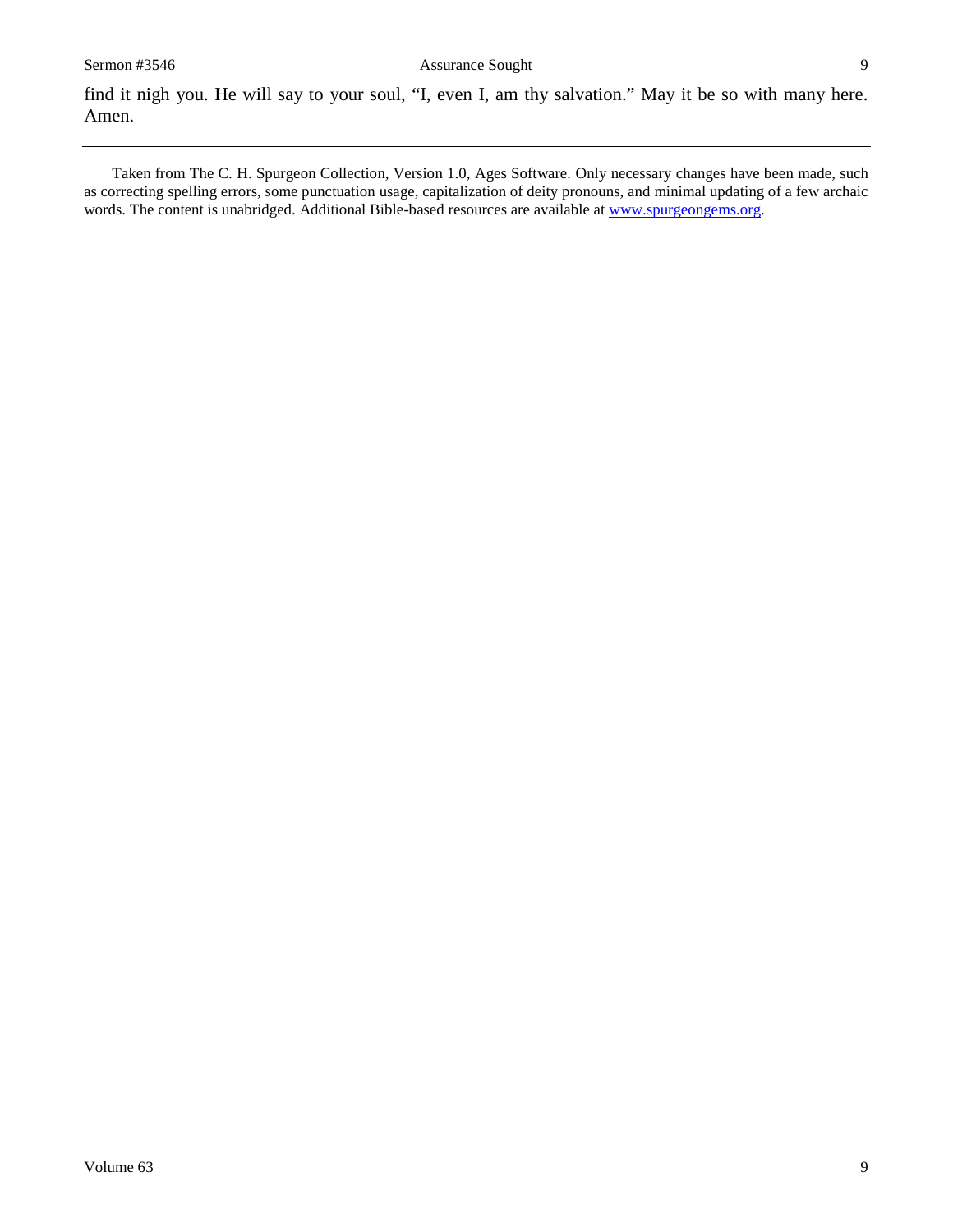find it nigh you. He will say to your soul, "I, even I, am thy salvation." May it be so with many here. Amen.

---

Taken from The C. H. Spurgeon Collection, Version 1.0, Ages Software. Only necessary changes have been made, such as correcting spelling errors, some punctuation usage, capitalization of deity pronouns, and minimal updating of a few archaic words. The content is unabridged. Additional Bible-based resources are available at www.spurgeongems.org.